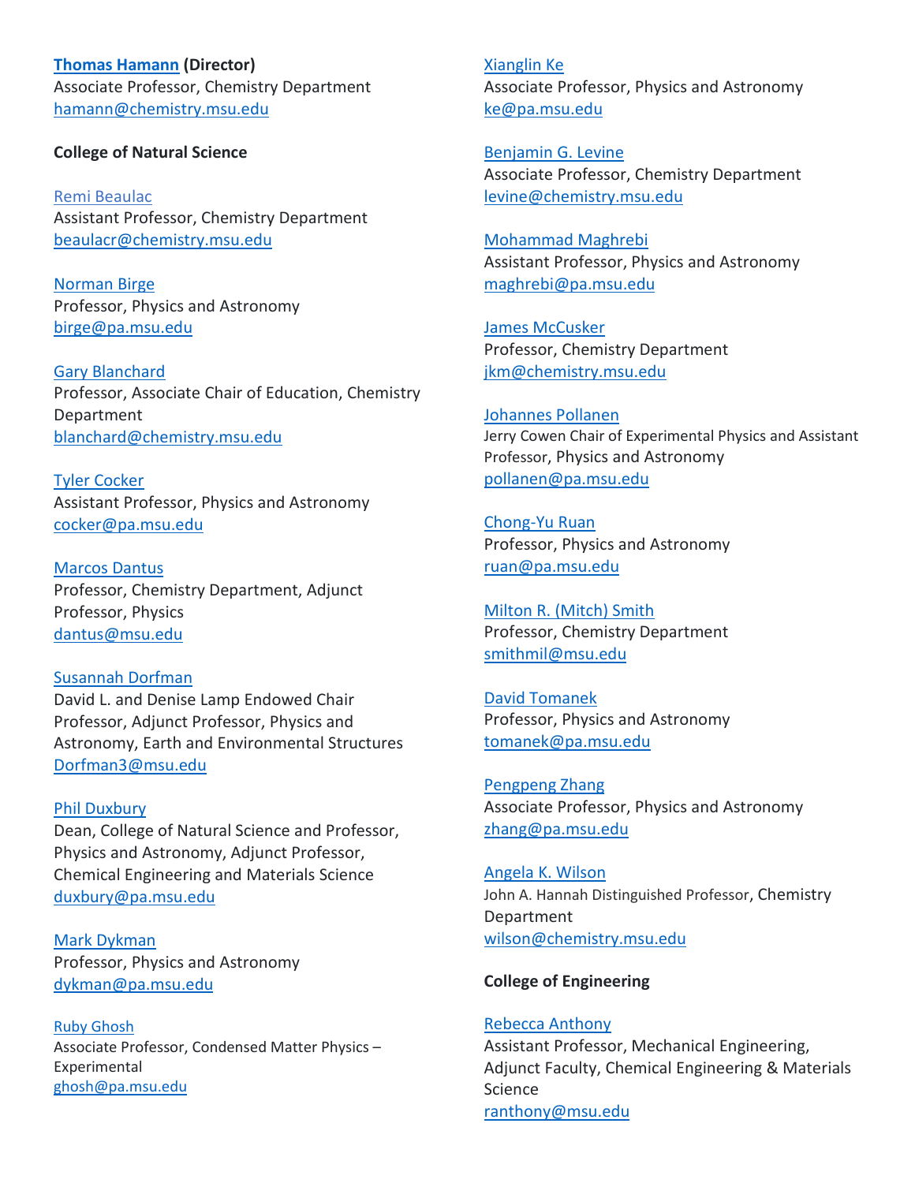**Thomas Hamann (Director)**
Associate Professor, Chemistry Department
hamann@chemistry.msu.edu

**College of Natural Science**

Remi Beaulac
Assistant Professor, Chemistry Department
beaulacr@chemistry.msu.edu

Norman Birge
Professor, Physics and Astronomy
birge@pa.msu.edu

Gary Blanchard
Professor, Associate Chair of Education, Chemistry Department
blanchard@chemistry.msu.edu

Tyler Cocker
Assistant Professor, Physics and Astronomy
cocker@pa.msu.edu

Marcos Dantus
Professor, Chemistry Department, Adjunct Professor, Physics
dantus@msu.edu

Susannah Dorfman
David L. and Denise Lamp Endowed Chair Professor, Adjunct Professor, Physics and Astronomy, Earth and Environmental Structures
Dorfman3@msu.edu

Phil Duxbury
Dean, College of Natural Science and Professor, Physics and Astronomy, Adjunct Professor, Chemical Engineering and Materials Science
duxbury@pa.msu.edu

Mark Dykman
Professor, Physics and Astronomy
dykman@pa.msu.edu

Ruby Ghosh
Associate Professor, Condensed Matter Physics – Experimental
ghosh@pa.msu.edu

Xianglin Ke
Associate Professor, Physics and Astronomy
ke@pa.msu.edu

Benjamin G. Levine
Associate Professor, Chemistry Department
levine@chemistry.msu.edu

Mohammad Maghrebi
Assistant Professor, Physics and Astronomy
maghrebi@pa.msu.edu

James McCusker
Professor, Chemistry Department
jkm@chemistry.msu.edu

Johannes Pollanen
Jerry Cowen Chair of Experimental Physics and Assistant Professor, Physics and Astronomy
pollanen@pa.msu.edu

Chong-Yu Ruan
Professor, Physics and Astronomy
ruan@pa.msu.edu

Milton R. (Mitch) Smith
Professor, Chemistry Department
smithmil@msu.edu

David Tomanek
Professor, Physics and Astronomy
tomanek@pa.msu.edu

Pengpeng Zhang
Associate Professor, Physics and Astronomy
zhang@pa.msu.edu

Angela K. Wilson
John A. Hannah Distinguished Professor, Chemistry Department
wilson@chemistry.msu.edu

**College of Engineering**

Rebecca Anthony
Assistant Professor, Mechanical Engineering, Adjunct Faculty, Chemical Engineering & Materials Science
ranthony@msu.edu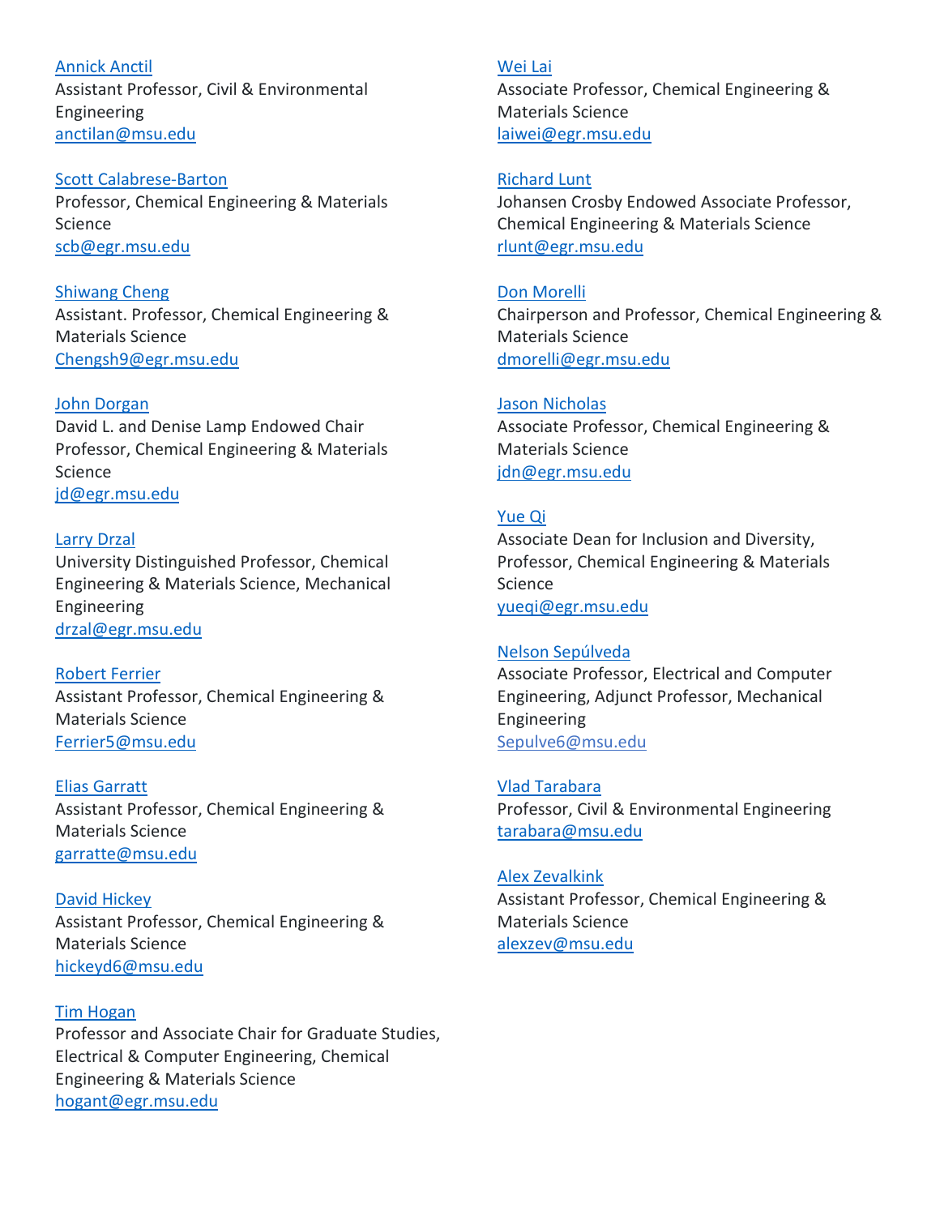Annick Anctil
Assistant Professor, Civil & Environmental Engineering
anctilan@msu.edu

Scott Calabrese-Barton
Professor, Chemical Engineering & Materials Science
scb@egr.msu.edu

Shiwang Cheng
Assistant. Professor, Chemical Engineering & Materials Science
Chengsh9@egr.msu.edu

John Dorgan
David L. and Denise Lamp Endowed Chair Professor, Chemical Engineering & Materials Science
jd@egr.msu.edu

Larry Drzal
University Distinguished Professor, Chemical Engineering & Materials Science, Mechanical Engineering
drzal@egr.msu.edu

Robert Ferrier
Assistant Professor, Chemical Engineering & Materials Science
Ferrier5@msu.edu

Elias Garratt
Assistant Professor, Chemical Engineering & Materials Science
garratte@msu.edu

David Hickey
Assistant Professor, Chemical Engineering & Materials Science
hickeyd6@msu.edu

Tim Hogan
Professor and Associate Chair for Graduate Studies, Electrical & Computer Engineering, Chemical Engineering & Materials Science
hogant@egr.msu.edu

Wei Lai
Associate Professor, Chemical Engineering & Materials Science
laiwei@egr.msu.edu

Richard Lunt
Johansen Crosby Endowed Associate Professor, Chemical Engineering & Materials Science
rlunt@egr.msu.edu

Don Morelli
Chairperson and Professor, Chemical Engineering & Materials Science
dmorelli@egr.msu.edu

Jason Nicholas
Associate Professor, Chemical Engineering & Materials Science
jdn@egr.msu.edu

Yue Qi
Associate Dean for Inclusion and Diversity, Professor, Chemical Engineering & Materials Science
yueqi@egr.msu.edu

Nelson Sepúlveda
Associate Professor, Electrical and Computer Engineering, Adjunct Professor, Mechanical Engineering
Sepulve6@msu.edu

Vlad Tarabara
Professor, Civil & Environmental Engineering
tarabara@msu.edu

Alex Zevalkink
Assistant Professor, Chemical Engineering & Materials Science
alexzev@msu.edu